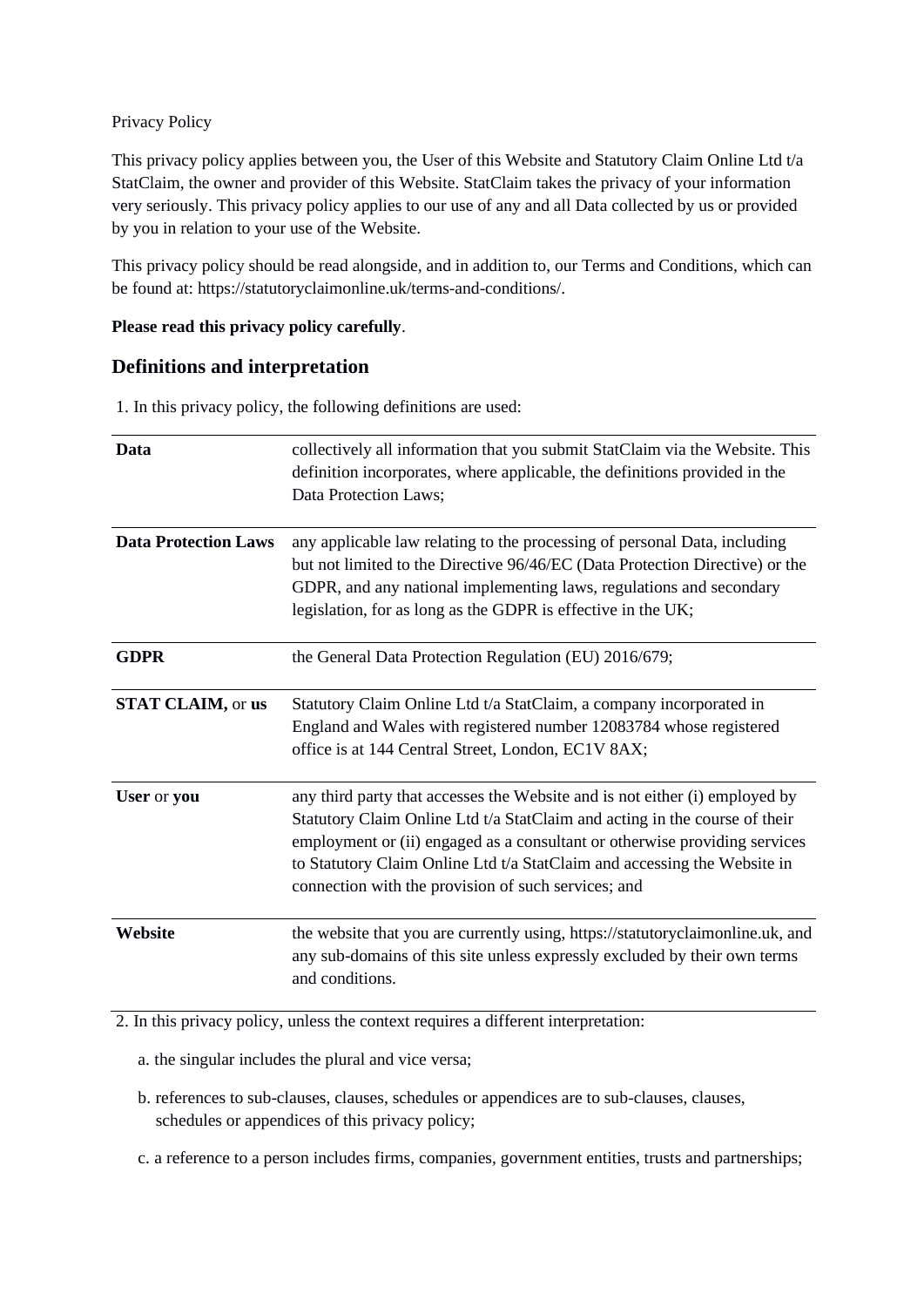Privacy Policy

This privacy policy applies between you, the User of this Website and Statutory Claim Online Ltd t/a StatClaim, the owner and provider of this Website. StatClaim takes the privacy of your information very seriously. This privacy policy applies to our use of any and all Data collected by us or provided by you in relation to your use of the Website.

This privacy policy should be read alongside, and in addition to, our Terms and Conditions, which can be found at: https://statutoryclaimonline.uk/terms-and-conditions/.

**Please read this privacy policy carefully**.

## Definitions and interpretation

1. In this privacy policy, the following definitions are used:

| | |
|---|---|
| **Data** | collectively all information that you submit StatClaim via the Website. This definition incorporates, where applicable, the definitions provided in the Data Protection Laws; |
| **Data Protection Laws** | any applicable law relating to the processing of personal Data, including but not limited to the Directive 96/46/EC (Data Protection Directive) or the GDPR, and any national implementing laws, regulations and secondary legislation, for as long as the GDPR is effective in the UK; |
| **GDPR** | the General Data Protection Regulation (EU) 2016/679; |
| **STAT CLAIM,** or **us** | Statutory Claim Online Ltd t/a StatClaim, a company incorporated in England and Wales with registered number 12083784 whose registered office is at 144 Central Street, London, EC1V 8AX; |
| **User** or **you** | any third party that accesses the Website and is not either (i) employed by Statutory Claim Online Ltd t/a StatClaim and acting in the course of their employment or (ii) engaged as a consultant or otherwise providing services to Statutory Claim Online Ltd t/a StatClaim and accessing the Website in connection with the provision of such services; and |
| **Website** | the website that you are currently using, https://statutoryclaimonline.uk, and any sub-domains of this site unless expressly excluded by their own terms and conditions. |

2. In this privacy policy, unless the context requires a different interpretation:

   a. the singular includes the plural and vice versa;

   b. references to sub-clauses, clauses, schedules or appendices are to sub-clauses, clauses, schedules or appendices of this privacy policy;

   c. a reference to a person includes firms, companies, government entities, trusts and partnerships;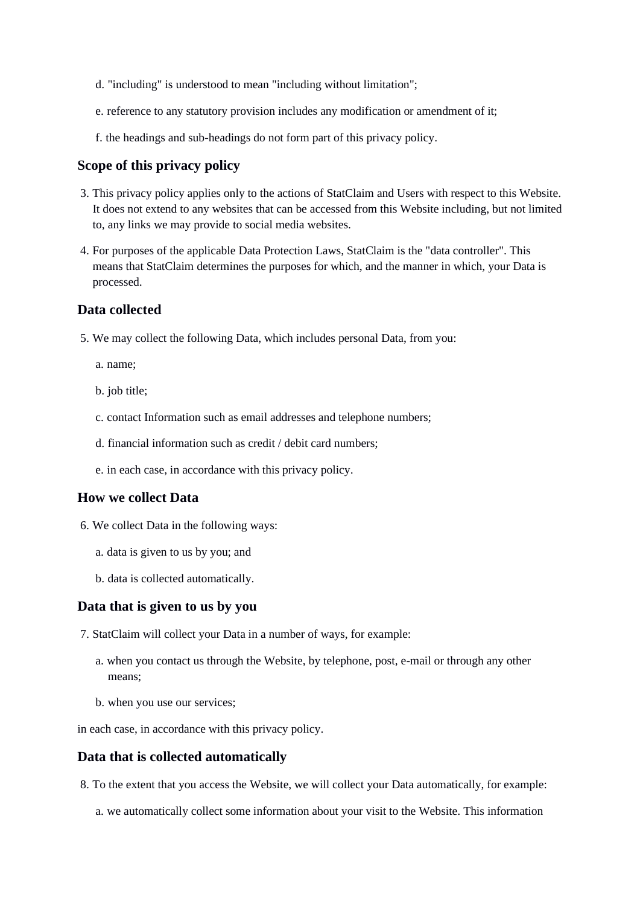d. "including" is understood to mean "including without limitation";

e. reference to any statutory provision includes any modification or amendment of it;

f. the headings and sub-headings do not form part of this privacy policy.

### Scope of this privacy policy

3. This privacy policy applies only to the actions of StatClaim and Users with respect to this Website. It does not extend to any websites that can be accessed from this Website including, but not limited to, any links we may provide to social media websites.

4. For purposes of the applicable Data Protection Laws, StatClaim is the "data controller". This means that StatClaim determines the purposes for which, and the manner in which, your Data is processed.

### Data collected

5. We may collect the following Data, which includes personal Data, from you:

   a. name;

   b. job title;

   c. contact Information such as email addresses and telephone numbers;

   d. financial information such as credit / debit card numbers;

   e. in each case, in accordance with this privacy policy.

### How we collect Data

6. We collect Data in the following ways:

   a. data is given to us by you; and

   b. data is collected automatically.

### Data that is given to us by you

7. StatClaim will collect your Data in a number of ways, for example:

   a. when you contact us through the Website, by telephone, post, e-mail or through any other means;

   b. when you use our services;

in each case, in accordance with this privacy policy.

### Data that is collected automatically

8. To the extent that you access the Website, we will collect your Data automatically, for example:

   a. we automatically collect some information about your visit to the Website. This information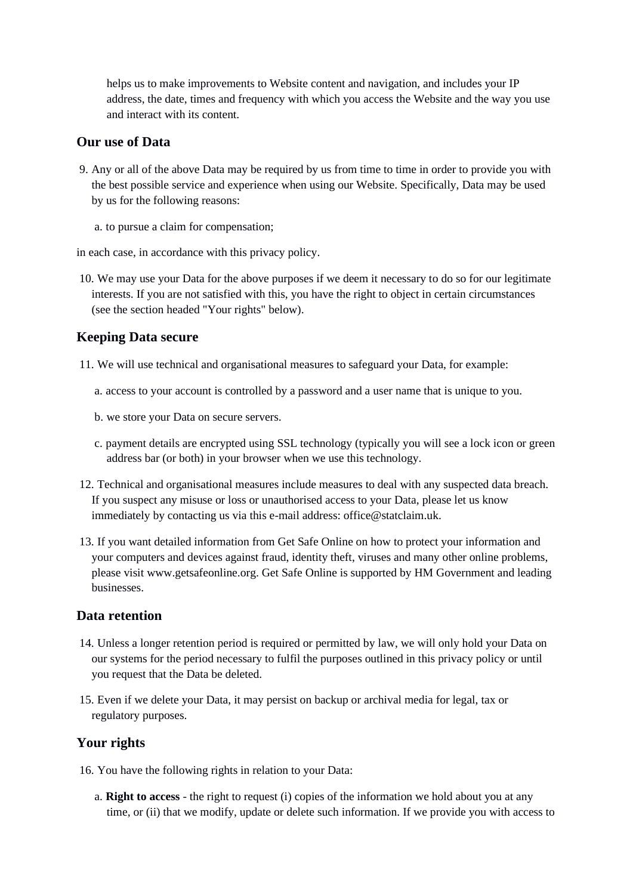helps us to make improvements to Website content and navigation, and includes your IP address, the date, times and frequency with which you access the Website and the way you use and interact with its content.

### Our use of Data

9. Any or all of the above Data may be required by us from time to time in order to provide you with the best possible service and experience when using our Website. Specifically, Data may be used by us for the following reasons:

    a. to pursue a claim for compensation;

in each case, in accordance with this privacy policy.

10. We may use your Data for the above purposes if we deem it necessary to do so for our legitimate interests. If you are not satisfied with this, you have the right to object in certain circumstances (see the section headed "Your rights" below).

### Keeping Data secure

11. We will use technical and organisational measures to safeguard your Data, for example:

    a. access to your account is controlled by a password and a user name that is unique to you.

    b. we store your Data on secure servers.

    c. payment details are encrypted using SSL technology (typically you will see a lock icon or green address bar (or both) in your browser when we use this technology.

12. Technical and organisational measures include measures to deal with any suspected data breach. If you suspect any misuse or loss or unauthorised access to your Data, please let us know immediately by contacting us via this e-mail address: office@statclaim.uk.

13. If you want detailed information from Get Safe Online on how to protect your information and your computers and devices against fraud, identity theft, viruses and many other online problems, please visit www.getsafeonline.org. Get Safe Online is supported by HM Government and leading businesses.

### Data retention

14. Unless a longer retention period is required or permitted by law, we will only hold your Data on our systems for the period necessary to fulfil the purposes outlined in this privacy policy or until you request that the Data be deleted.

15. Even if we delete your Data, it may persist on backup or archival media for legal, tax or regulatory purposes.

### Your rights

16. You have the following rights in relation to your Data:

    a. **Right to access** - the right to request (i) copies of the information we hold about you at any time, or (ii) that we modify, update or delete such information. If we provide you with access to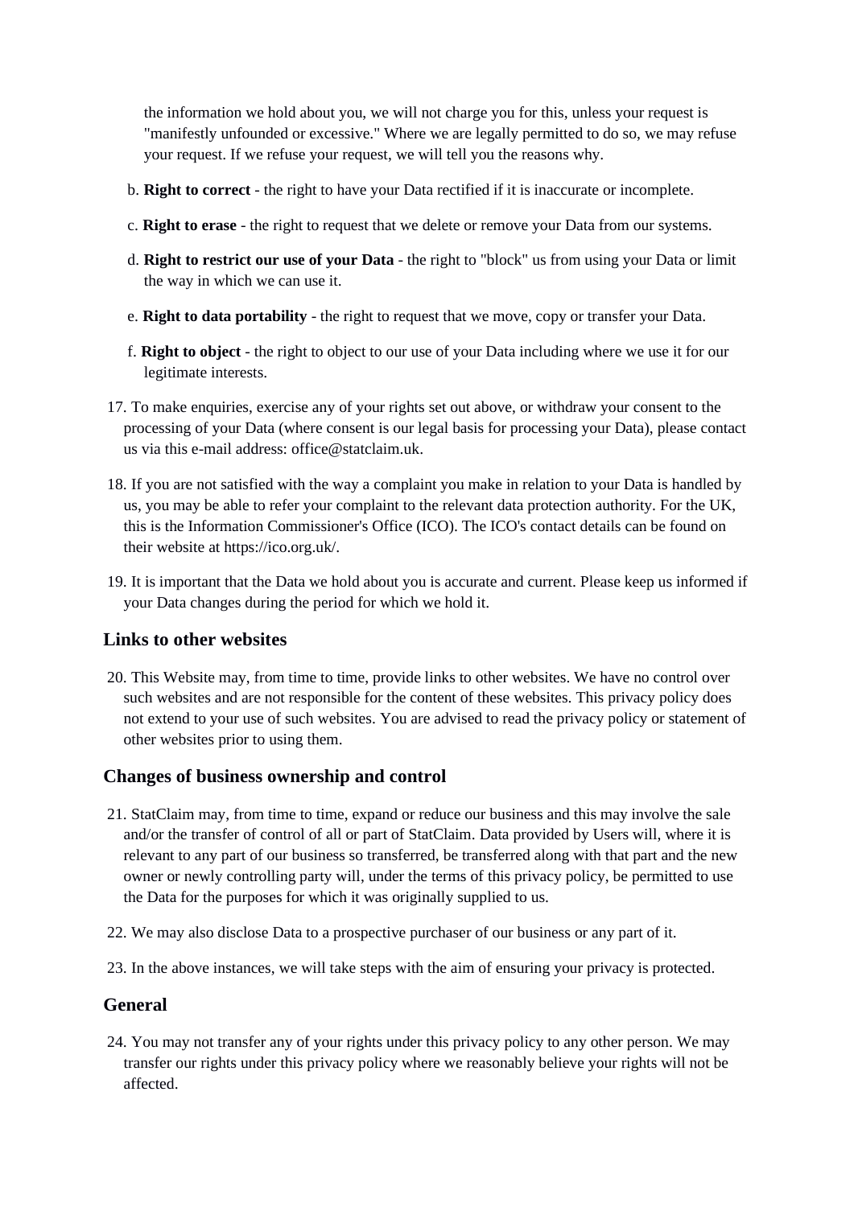the information we hold about you, we will not charge you for this, unless your request is "manifestly unfounded or excessive." Where we are legally permitted to do so, we may refuse your request. If we refuse your request, we will tell you the reasons why.

b. **Right to correct** - the right to have your Data rectified if it is inaccurate or incomplete.

c. **Right to erase** - the right to request that we delete or remove your Data from our systems.

d. **Right to restrict our use of your Data** - the right to "block" us from using your Data or limit the way in which we can use it.

e. **Right to data portability** - the right to request that we move, copy or transfer your Data.

f. **Right to object** - the right to object to our use of your Data including where we use it for our legitimate interests.

17. To make enquiries, exercise any of your rights set out above, or withdraw your consent to the processing of your Data (where consent is our legal basis for processing your Data), please contact us via this e-mail address: office@statclaim.uk.

18. If you are not satisfied with the way a complaint you make in relation to your Data is handled by us, you may be able to refer your complaint to the relevant data protection authority. For the UK, this is the Information Commissioner's Office (ICO). The ICO's contact details can be found on their website at https://ico.org.uk/.

19. It is important that the Data we hold about you is accurate and current. Please keep us informed if your Data changes during the period for which we hold it.

## Links to other websites

20. This Website may, from time to time, provide links to other websites. We have no control over such websites and are not responsible for the content of these websites. This privacy policy does not extend to your use of such websites. You are advised to read the privacy policy or statement of other websites prior to using them.

## Changes of business ownership and control

21. StatClaim may, from time to time, expand or reduce our business and this may involve the sale and/or the transfer of control of all or part of StatClaim. Data provided by Users will, where it is relevant to any part of our business so transferred, be transferred along with that part and the new owner or newly controlling party will, under the terms of this privacy policy, be permitted to use the Data for the purposes for which it was originally supplied to us.

22. We may also disclose Data to a prospective purchaser of our business or any part of it.

23. In the above instances, we will take steps with the aim of ensuring your privacy is protected.

## General

24. You may not transfer any of your rights under this privacy policy to any other person. We may transfer our rights under this privacy policy where we reasonably believe your rights will not be affected.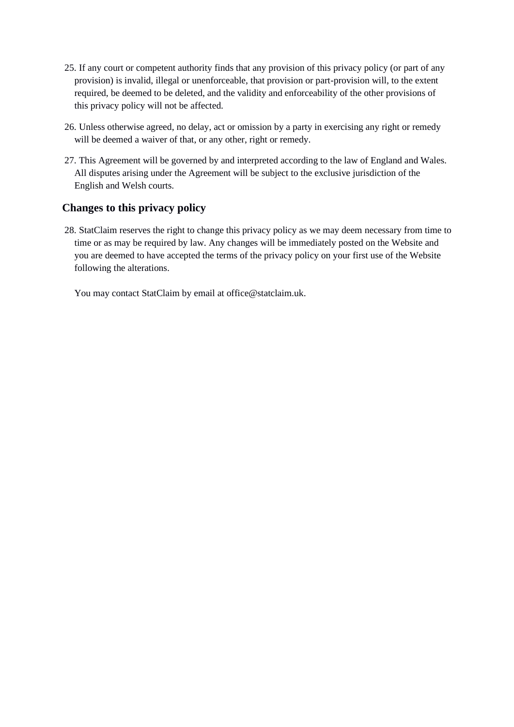25. If any court or competent authority finds that any provision of this privacy policy (or part of any provision) is invalid, illegal or unenforceable, that provision or part-provision will, to the extent required, be deemed to be deleted, and the validity and enforceability of the other provisions of this privacy policy will not be affected.

26. Unless otherwise agreed, no delay, act or omission by a party in exercising any right or remedy will be deemed a waiver of that, or any other, right or remedy.

27. This Agreement will be governed by and interpreted according to the law of England and Wales. All disputes arising under the Agreement will be subject to the exclusive jurisdiction of the English and Welsh courts.

## Changes to this privacy policy

28. StatClaim reserves the right to change this privacy policy as we may deem necessary from time to time or as may be required by law. Any changes will be immediately posted on the Website and you are deemed to have accepted the terms of the privacy policy on your first use of the Website following the alterations.

    You may contact StatClaim by email at office@statclaim.uk.